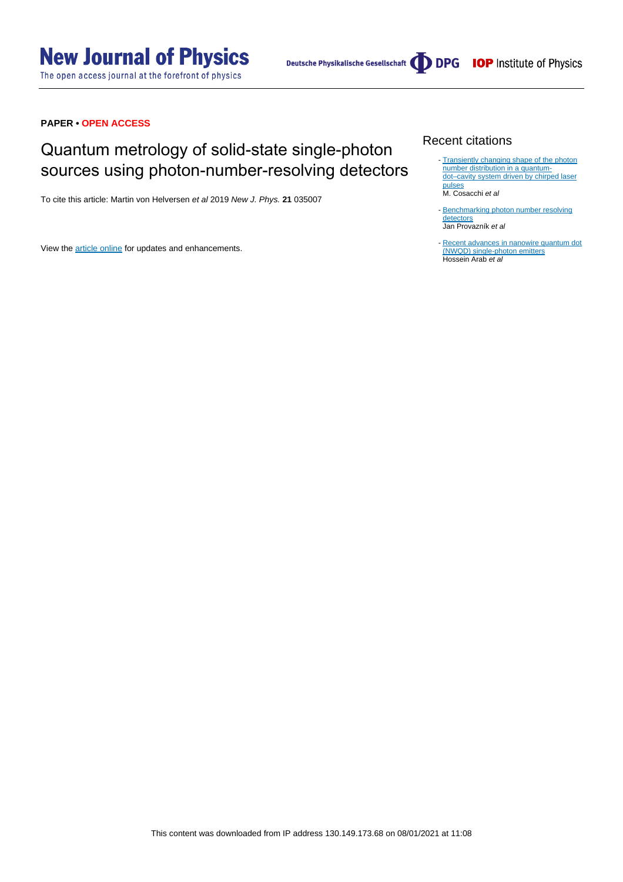**PAPER • OPEN ACCESS**

# Quantum metrology of solid-state single-photon sources using photon-number-resolving detectors

To cite this article: Martin von Helversen *et al* 2019 *New J. Phys.* **21** 035007

View the article online for updates and enhancements.

## Recent citations

- Transiently changing shape of the photon number distribution in a quantum-dot–cavity system driven by chirped laser pulses
  M. Cosacchi *et al*
- Benchmarking photon number resolving detectors
  Jan Provazník *et al*
- Recent advances in nanowire quantum dot (NWQD) single-photon emitters
  Hossein Arab *et al*

This content was downloaded from IP address 130.149.173.68 on 08/01/2021 at 11:08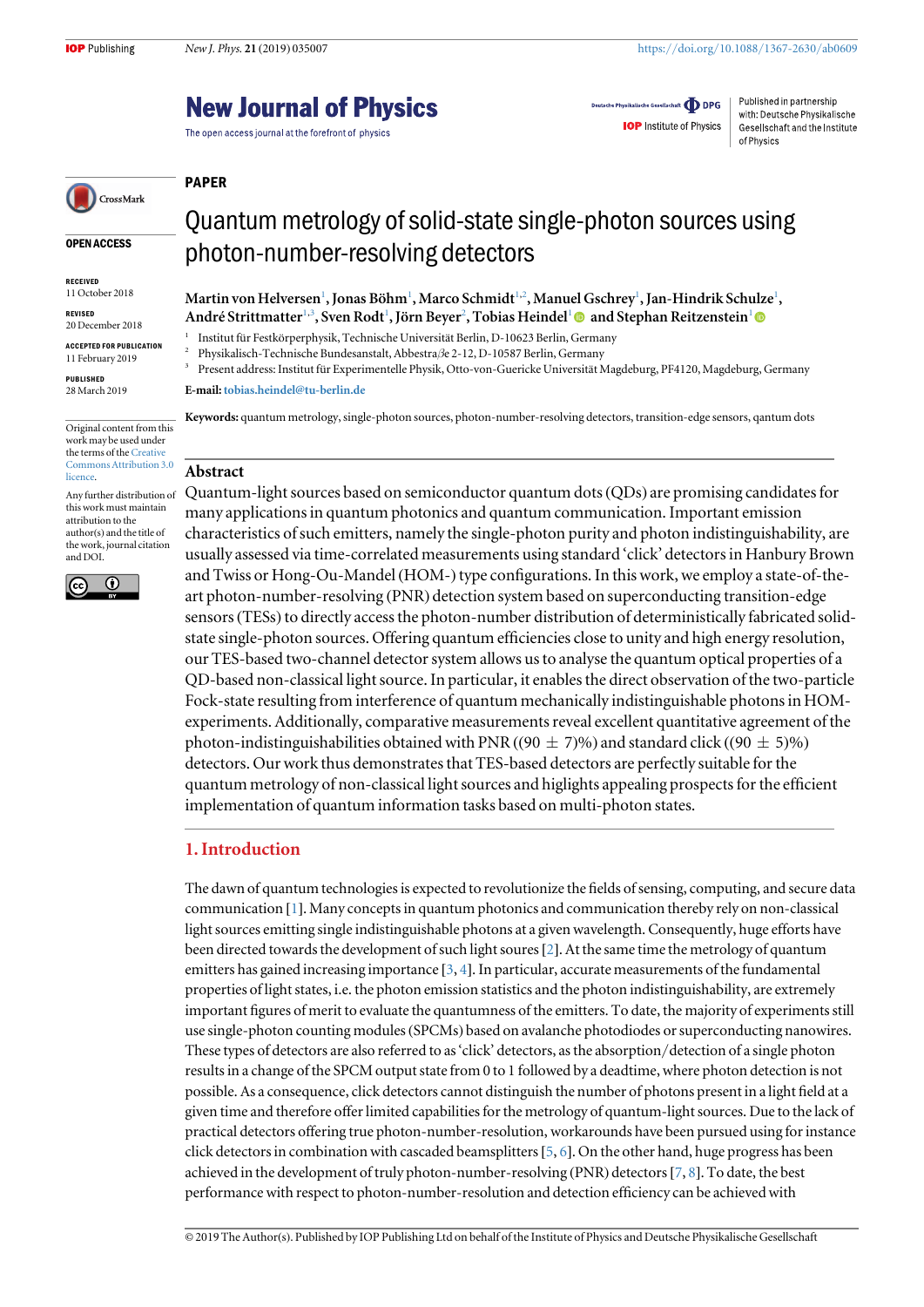# Quantum metrology of solid-state single-photon sources using photon-number-resolving detectors

Martin von Helversen[1], Jonas Böhm[1], Marco Schmidt[1,2], Manuel Gschrey[1], Jan-Hindrik Schulze[1], André Strittmatter[1,3], Sven Rodt[1], Jörn Beyer[2], Tobias Heindel[1] and Stephan Reitzenstein[1]

[1] Institut für Festkörperphysik, Technische Universität Berlin, D-10623 Berlin, Germany

[2] Physikalisch-Technische Bundesanstalt, Abbestraße 2-12, D-10587 Berlin, Germany

[3] Present address: Institut für Experimentelle Physik, Otto-von-Guericke Universität Magdeburg, PF4120, Magdeburg, Germany

**E-mail:** tobias.heindel@tu-berlin.de

**Keywords:** quantum metrology, single-photon sources, photon-number-resolving detectors, transition-edge sensors, qantum dots

PAPER

OPEN ACCESS

RECEIVED
11 October 2018

REVISED
20 December 2018

ACCEPTED FOR PUBLICATION
11 February 2019

PUBLISHED
28 March 2019

Original content from this work may be used under the terms of the Creative Commons Attribution 3.0 licence.

Any further distribution of this work must maintain attribution to the author(s) and the title of the work, journal citation and DOI.

## Abstract

Quantum-light sources based on semiconductor quantum dots (QDs) are promising candidates for many applications in quantum photonics and quantum communication. Important emission characteristics of such emitters, namely the single-photon purity and photon indistinguishability, are usually assessed via time-correlated measurements using standard 'click' detectors in Hanbury Brown and Twiss or Hong-Ou-Mandel (HOM-) type configurations. In this work, we employ a state-of-the-art photon-number-resolving (PNR) detection system based on superconducting transition-edge sensors (TESs) to directly access the photon-number distribution of deterministically fabricated solid-state single-photon sources. Offering quantum efficiencies close to unity and high energy resolution, our TES-based two-channel detector system allows us to analyse the quantum optical properties of a QD-based non-classical light source. In particular, it enables the direct observation of the two-particle Fock-state resulting from interference of quantum mechanically indistinguishable photons in HOM-experiments. Additionally, comparative measurements reveal excellent quantitative agreement of the photon-indistinguishabilities obtained with PNR ((90 ± 7)%) and standard click ((90 ± 5)%) detectors. Our work thus demonstrates that TES-based detectors are perfectly suitable for the quantum metrology of non-classical light sources and higlights appealing prospects for the efficient implementation of quantum information tasks based on multi-photon states.

## 1. Introduction

The dawn of quantum technologies is expected to revolutionize the fields of sensing, computing, and secure data communication [1]. Many concepts in quantum photonics and communication thereby rely on non-classical light sources emitting single indistinguishable photons at a given wavelength. Consequently, huge efforts have been directed towards the development of such light soures [2]. At the same time the metrology of quantum emitters has gained increasing importance [3, 4]. In particular, accurate measurements of the fundamental properties of light states, i.e. the photon emission statistics and the photon indistinguishability, are extremely important figures of merit to evaluate the quantumness of the emitters. To date, the majority of experiments still use single-photon counting modules (SPCMs) based on avalanche photodiodes or superconducting nanowires. These types of detectors are also referred to as 'click' detectors, as the absorption/detection of a single photon results in a change of the SPCM output state from 0 to 1 followed by a deadtime, where photon detection is not possible. As a consequence, click detectors cannot distinguish the number of photons present in a light field at a given time and therefore offer limited capabilities for the metrology of quantum-light sources. Due to the lack of practical detectors offering true photon-number-resolution, workarounds have been pursued using for instance click detectors in combination with cascaded beamsplitters [5, 6]. On the other hand, huge progress has been achieved in the development of truly photon-number-resolving (PNR) detectors [7, 8]. To date, the best performance with respect to photon-number-resolution and detection efficiency can be achieved with

© 2019 The Author(s). Published by IOP Publishing Ltd on behalf of the Institute of Physics and Deutsche Physikalische Gesellschaft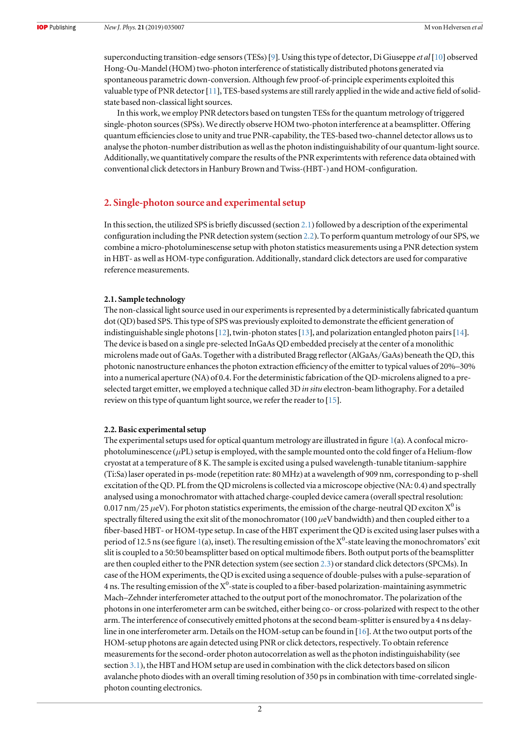superconducting transition-edge sensors (TESs) [9]. Using this type of detector, Di Giuseppe *et al* [10] observed Hong-Ou-Mandel (HOM) two-photon interference of statistically distributed photons generated via spontaneous parametric down-conversion. Although few proof-of-principle experiments exploited this valuable type of PNR detector [11], TES-based systems are still rarely applied in the wide and active field of solid-state based non-classical light sources.

In this work, we employ PNR detectors based on tungsten TESs for the quantum metrology of triggered single-photon sources (SPSs). We directly observe HOM two-photon interference at a beamsplitter. Offering quantum efficiencies close to unity and true PNR-capability, the TES-based two-channel detector allows us to analyse the photon-number distribution as well as the photon indistinguishability of our quantum-light source. Additionally, we quantitatively compare the results of the PNR experimtents with reference data obtained with conventional click detectors in Hanbury Brown and Twiss-(HBT-) and HOM-configuration.

## 2. Single-photon source and experimental setup

In this section, the utilized SPS is briefly discussed (section 2.1) followed by a description of the experimental configuration including the PNR detection system (section 2.2). To perform quantum metrology of our SPS, we combine a micro-photoluminescense setup with photon statistics measurements using a PNR detection system in HBT- as well as HOM-type configuration. Additionally, standard click detectors are used for comparative reference measurements.

### 2.1. Sample technology

The non-classical light source used in our experiments is represented by a deterministically fabricated quantum dot (QD) based SPS. This type of SPS was previously exploited to demonstrate the efficient generation of indistinguishable single photons [12], twin-photon states [13], and polarization entangled photon pairs [14]. The device is based on a single pre-selected InGaAs QD embedded precisely at the center of a monolithic microlens made out of GaAs. Together with a distributed Bragg reflector (AlGaAs/GaAs) beneath the QD, this photonic nanostructure enhances the photon extraction efficiency of the emitter to typical values of 20%–30% into a numerical aperture (NA) of 0.4. For the deterministic fabrication of the QD-microlens aligned to a pre-selected target emitter, we employed a technique called 3D *in situ* electron-beam lithography. For a detailed review on this type of quantum light source, we refer the reader to [15].

### 2.2. Basic experimental setup

The experimental setups used for optical quantum metrology are illustrated in figure 1(a). A confocal micro-photoluminescence ($\mu$PL) setup is employed, with the sample mounted onto the cold finger of a Helium-flow cryostat at a temperature of 8 K. The sample is excited using a pulsed wavelength-tunable titanium-sapphire (Ti:Sa) laser operated in ps-mode (repetition rate: 80 MHz) at a wavelength of 909 nm, corresponding to p-shell excitation of the QD. PL from the QD microlens is collected via a microscope objective (NA: 0.4) and spectrally analysed using a monochromator with attached charge-coupled device camera (overall spectral resolution: 0.017 nm/25 $\mu$eV). For photon statistics experiments, the emission of the charge-neutral QD exciton $X^0$ is spectrally filtered using the exit slit of the monochromator (100 $\mu$eV bandwidth) and then coupled either to a fiber-based HBT- or HOM-type setup. In case of the HBT experiment the QD is excited using laser pulses with a period of 12.5 ns (see figure 1(a), inset). The resulting emission of the $X^0$-state leaving the monochromators' exit slit is coupled to a 50:50 beamsplitter based on optical multimode fibers. Both output ports of the beamsplitter are then coupled either to the PNR detection system (see section 2.3) or standard click detectors (SPCMs). In case of the HOM experiments, the QD is excited using a sequence of double-pulses with a pulse-separation of 4 ns. The resulting emission of the $X^0$-state is coupled to a fiber-based polarization-maintaining asymmetric Mach–Zehnder interferometer attached to the output port of the monochromator. The polarization of the photons in one interferometer arm can be switched, either being co- or cross-polarized with respect to the other arm. The interference of consecutively emitted photons at the second beam-splitter is ensured by a 4 ns delay-line in one interferometer arm. Details on the HOM-setup can be found in [16]. At the two output ports of the HOM-setup photons are again detected using PNR or click detectors, respectively. To obtain reference measurements for the second-order photon autocorrelation as well as the photon indistinguishability (see section 3.1), the HBT and HOM setup are used in combination with the click detectors based on silicon avalanche photo diodes with an overall timing resolution of 350 ps in combination with time-correlated single-photon counting electronics.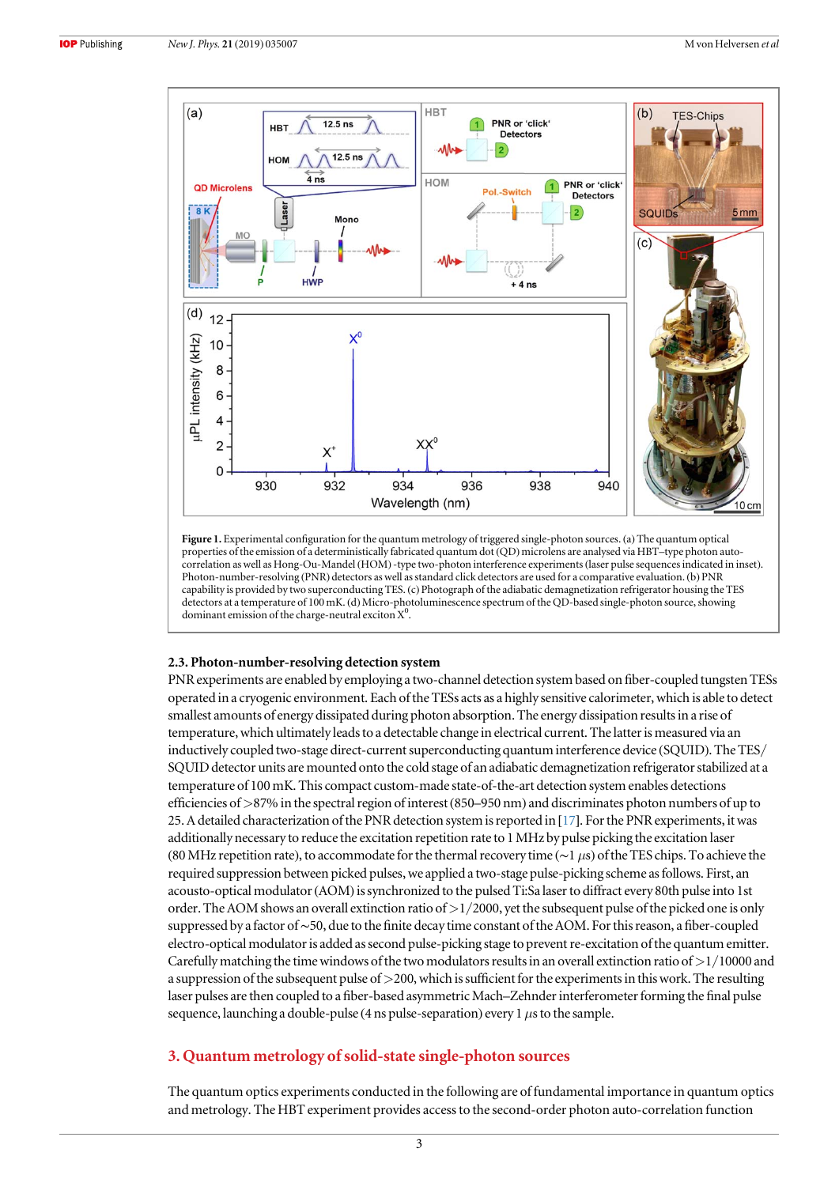**Figure 1.** Experimental configuration for the quantum metrology of triggered single-photon sources. (a) The quantum optical properties of the emission of a deterministically fabricated quantum dot (QD) microlens are analysed via HBT–type photon auto-correlation as well as Hong-Ou-Mandel (HOM) -type two-photon interference experiments (laser pulse sequences indicated in inset). Photon-number-resolving (PNR) detectors as well as standard click detectors are used for a comparative evaluation. (b) PNR capability is provided by two superconducting TES. (c) Photograph of the adiabatic demagnetization refrigerator housing the TES detectors at a temperature of 100 mK. (d) Micro-photoluminescence spectrum of the QD-based single-photon source, showing dominant emission of the charge-neutral exciton $X^0$.

### 2.3. Photon-number-resolving detection system

PNR experiments are enabled by employing a two-channel detection system based on fiber-coupled tungsten TESs operated in a cryogenic environment. Each of the TESs acts as a highly sensitive calorimeter, which is able to detect smallest amounts of energy dissipated during photon absorption. The energy dissipation results in a rise of temperature, which ultimately leads to a detectable change in electrical current. The latter is measured via an inductively coupled two-stage direct-current superconducting quantum interference device (SQUID). The TES/SQUID detector units are mounted onto the cold stage of an adiabatic demagnetization refrigerator stabilized at a temperature of 100 mK. This compact custom-made state-of-the-art detection system enables detections efficiencies of >87% in the spectral region of interest (850–950 nm) and discriminates photon numbers of up to 25. A detailed characterization of the PNR detection system is reported in [17]. For the PNR experiments, it was additionally necessary to reduce the excitation repetition rate to 1 MHz by pulse picking the excitation laser (80 MHz repetition rate), to accommodate for the thermal recovery time (~1 $\mu$s) of the TES chips. To achieve the required suppression between picked pulses, we applied a two-stage pulse-picking scheme as follows. First, an acousto-optical modulator (AOM) is synchronized to the pulsed Ti:Sa laser to diffract every 80th pulse into 1st order. The AOM shows an overall extinction ratio of >1/2000, yet the subsequent pulse of the picked one is only suppressed by a factor of ~50, due to the finite decay time constant of the AOM. For this reason, a fiber-coupled electro-optical modulator is added as second pulse-picking stage to prevent re-excitation of the quantum emitter. Carefully matching the time windows of the two modulators results in an overall extinction ratio of >1/10000 and a suppression of the subsequent pulse of >200, which is sufficient for the experiments in this work. The resulting laser pulses are then coupled to a fiber-based asymmetric Mach–Zehnder interferometer forming the final pulse sequence, launching a double-pulse (4 ns pulse-separation) every 1 $\mu$s to the sample.

## 3. Quantum metrology of solid-state single-photon sources

The quantum optics experiments conducted in the following are of fundamental importance in quantum optics and metrology. The HBT experiment provides access to the second-order photon auto-correlation function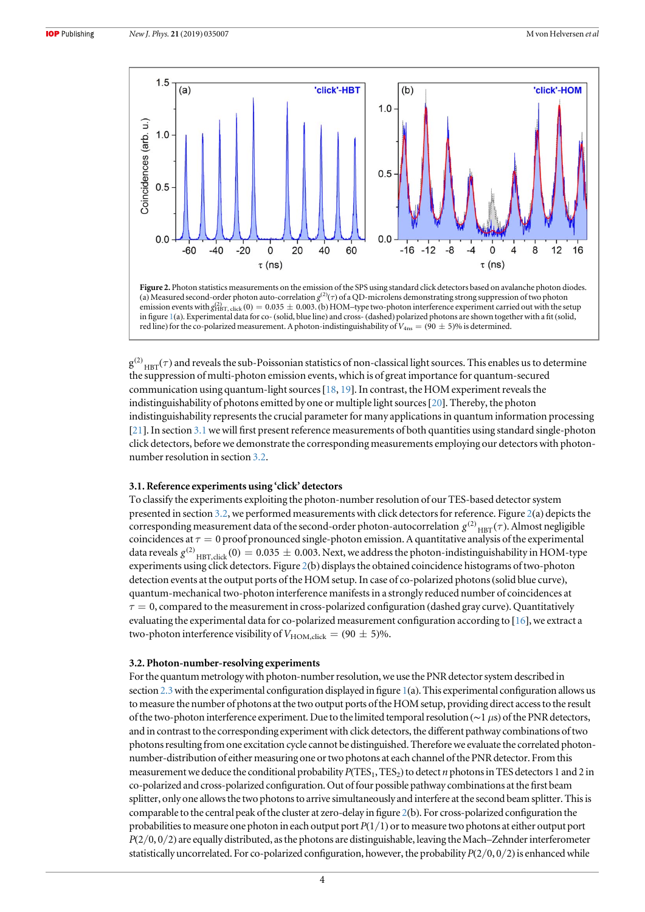**Figure 2.** Photon statistics measurements on the emission of the SPS using standard click detectors based on avalanche photon diodes. (a) Measured second-order photon auto-correlation $g^{(2)}(\tau)$ of a QD-microlens demonstrating strong suppression of two photon emission events with $g^{(2)}_{\mathrm{HBT,\,click}}(0) = 0.035 \pm 0.003$. (b) HOM–type two-photon interference experiment carried out with the setup in figure 1(a). Experimental data for co- (solid, blue line) and cross- (dashed) polarized photons are shown together with a fit (solid, red line) for the co-polarized measurement. A photon-indistinguishability of $V_{4\mathrm{ns}} = (90 \pm 5)\%$ is determined.

$g^{(2)}_{\mathrm{HBT}}(\tau)$ and reveals the sub-Poissonian statistics of non-classical light sources. This enables us to determine the suppression of multi-photon emission events, which is of great importance for quantum-secured communication using quantum-light sources [18, 19]. In contrast, the HOM experiment reveals the indistinguishability of photons emitted by one or multiple light sources [20]. Thereby, the photon indistinguishability represents the crucial parameter for many applications in quantum information processing [21]. In section 3.1 we will first present reference measurements of both quantities using standard single-photon click detectors, before we demonstrate the corresponding measurements employing our detectors with photon-number resolution in section 3.2.

### 3.1. Reference experiments using 'click' detectors

To classify the experiments exploiting the photon-number resolution of our TES-based detector system presented in section 3.2, we performed measurements with click detectors for reference. Figure 2(a) depicts the corresponding measurement data of the second-order photon-autocorrelation $g^{(2)}_{\mathrm{HBT}}(\tau)$. Almost negligible coincidences at $\tau = 0$ proof pronounced single-photon emission. A quantitative analysis of the experimental data reveals $g^{(2)}_{\mathrm{HBT,click}}(0) = 0.035 \pm 0.003$. Next, we address the photon-indistinguishability in HOM-type experiments using click detectors. Figure 2(b) displays the obtained coincidence histograms of two-photon detection events at the output ports of the HOM setup. In case of co-polarized photons (solid blue curve), quantum-mechanical two-photon interference manifests in a strongly reduced number of coincidences at $\tau = 0$, compared to the measurement in cross-polarized configuration (dashed gray curve). Quantitatively evaluating the experimental data for co-polarized measurement configuration according to [16], we extract a two-photon interference visibility of $V_{\mathrm{HOM,click}} = (90 \pm 5)\%$.

### 3.2. Photon-number-resolving experiments

For the quantum metrology with photon-number resolution, we use the PNR detector system described in section 2.3 with the experimental configuration displayed in figure 1(a). This experimental configuration allows us to measure the number of photons at the two output ports of the HOM setup, providing direct access to the result of the two-photon interference experiment. Due to the limited temporal resolution ($\sim 1\ \mu$s) of the PNR detectors, and in contrast to the corresponding experiment with click detectors, the different pathway combinations of two photons resulting from one excitation cycle cannot be distinguished. Therefore we evaluate the correlated photon-number-distribution of either measuring one or two photons at each channel of the PNR detector. From this measurement we deduce the conditional probability $P(\mathrm{TES}_1, \mathrm{TES}_2)$ to detect $n$ photons in TES detectors 1 and 2 in co-polarized and cross-polarized configuration. Out of four possible pathway combinations at the first beam splitter, only one allows the two photons to arrive simultaneously and interfere at the second beam splitter. This is comparable to the central peak of the cluster at zero-delay in figure 2(b). For cross-polarized configuration the probabilities to measure one photon in each output port $P(1/1)$ or to measure two photons at either output port $P(2/0, 0/2)$ are equally distributed, as the photons are distinguishable, leaving the Mach–Zehnder interferometer statistically uncorrelated. For co-polarized configuration, however, the probability $P(2/0, 0/2)$ is enhanced while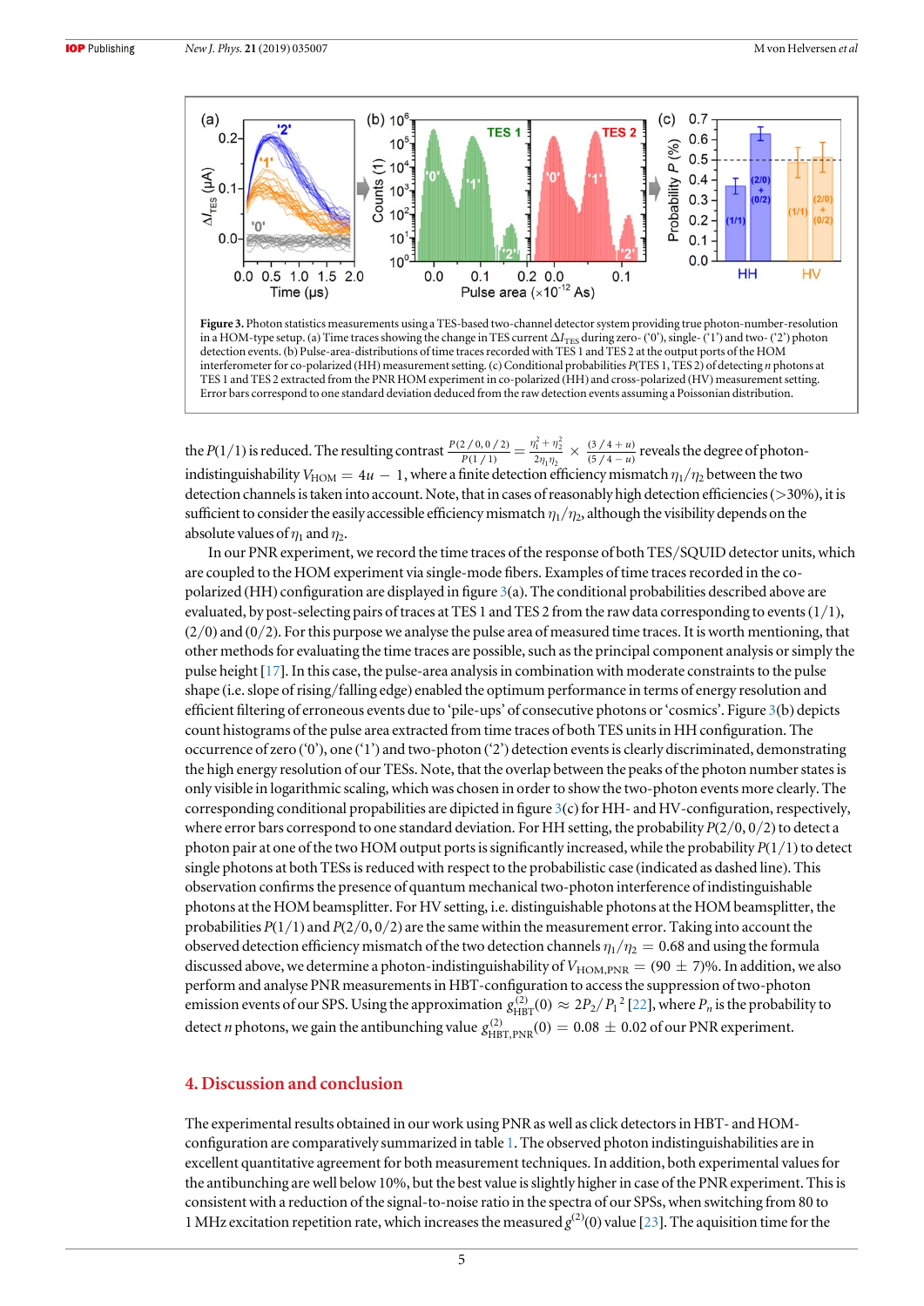**Figure 3.** Photon statistics measurements using a TES-based two-channel detector system providing true photon-number-resolution in a HOM-type setup. (a) Time traces showing the change in TES current $\Delta I_{\mathrm{TES}}$ during zero- ('0'), single- ('1') and two- ('2') photon detection events. (b) Pulse-area-distributions of time traces recorded with TES 1 and TES 2 at the output ports of the HOM interferometer for co-polarized (HH) measurement setting. (c) Conditional probabilities $P$(TES 1, TES 2) of detecting $n$ photons at TES 1 and TES 2 extracted from the PNR HOM experiment in co-polarized (HH) and cross-polarized (HV) measurement setting. Error bars correspond to one standard deviation deduced from the raw detection events assuming a Poissonian distribution.

the $P(1/1)$ is reduced. The resulting contrast $\frac{P(2/0,0/2)}{P(1/1)} = \frac{\eta_1^2 + \eta_2^2}{2\eta_1\eta_2} \times \frac{(3/4+u)}{(5/4-u)}$ reveals the degree of photon-indistinguishability $V_{\mathrm{HOM}} = 4u - 1$, where a finite detection efficiency mismatch $\eta_1/\eta_2$ between the two detection channels is taken into account. Note, that in cases of reasonably high detection efficiencies (>30%), it is sufficient to consider the easily accessible efficiency mismatch $\eta_1/\eta_2$, although the visibility depends on the absolute values of $\eta_1$ and $\eta_2$.

In our PNR experiment, we record the time traces of the response of both TES/SQUID detector units, which are coupled to the HOM experiment via single-mode fibers. Examples of time traces recorded in the co-polarized (HH) configuration are displayed in figure 3(a). The conditional probabilities described above are evaluated, by post-selecting pairs of traces at TES 1 and TES 2 from the raw data corresponding to events (1/1), (2/0) and (0/2). For this purpose we analyse the pulse area of measured time traces. It is worth mentioning, that other methods for evaluating the time traces are possible, such as the principal component analysis or simply the pulse height [17]. In this case, the pulse-area analysis in combination with moderate constraints to the pulse shape (i.e. slope of rising/falling edge) enabled the optimum performance in terms of energy resolution and efficient filtering of erroneous events due to 'pile-ups' of consecutive photons or 'cosmics'. Figure 3(b) depicts count histograms of the pulse area extracted from time traces of both TES units in HH configuration. The occurrence of zero ('0'), one ('1') and two-photon ('2') detection events is clearly discriminated, demonstrating the high energy resolution of our TESs. Note, that the overlap between the peaks of the photon number states is only visible in logarithmic scaling, which was chosen in order to show the two-photon events more clearly. The corresponding conditional propabilities are dipicted in figure 3(c) for HH- and HV-configuration, respectively, where error bars correspond to one standard deviation. For HH setting, the probability $P(2/0, 0/2)$ to detect a photon pair at one of the two HOM output ports is significantly increased, while the probability $P(1/1)$ to detect single photons at both TESs is reduced with respect to the probabilistic case (indicated as dashed line). This observation confirms the presence of quantum mechanical two-photon interference of indistinguishable photons at the HOM beamsplitter. For HV setting, i.e. distinguishable photons at the HOM beamsplitter, the probabilities $P(1/1)$ and $P(2/0, 0/2)$ are the same within the measurement error. Taking into account the observed detection efficiency mismatch of the two detection channels $\eta_1/\eta_2 = 0.68$ and using the formula discussed above, we determine a photon-indistinguishability of $V_{\mathrm{HOM,PNR}} = (90 \pm 7)\%$. In addition, we also perform and analyse PNR measurements in HBT-configuration to access the suppression of two-photon emission events of our SPS. Using the approximation $g^{(2)}_{\mathrm{HBT}}(0) \approx 2P_2/{P_1}^2$ [22], where $P_n$ is the probability to detect $n$ photons, we gain the antibunching value $g^{(2)}_{\mathrm{HBT,PNR}}(0) = 0.08 \pm 0.02$ of our PNR experiment.

## 4. Discussion and conclusion

The experimental results obtained in our work using PNR as well as click detectors in HBT- and HOM-configuration are comparatively summarized in table 1. The observed photon indistinguishabilities are in excellent quantitative agreement for both measurement techniques. In addition, both experimental values for the antibunching are well below 10%, but the best value is slightly higher in case of the PNR experiment. This is consistent with a reduction of the signal-to-noise ratio in the spectra of our SPSs, when switching from 80 to 1 MHz excitation repetition rate, which increases the measured $g^{(2)}(0)$ value [23]. The aquisition time for the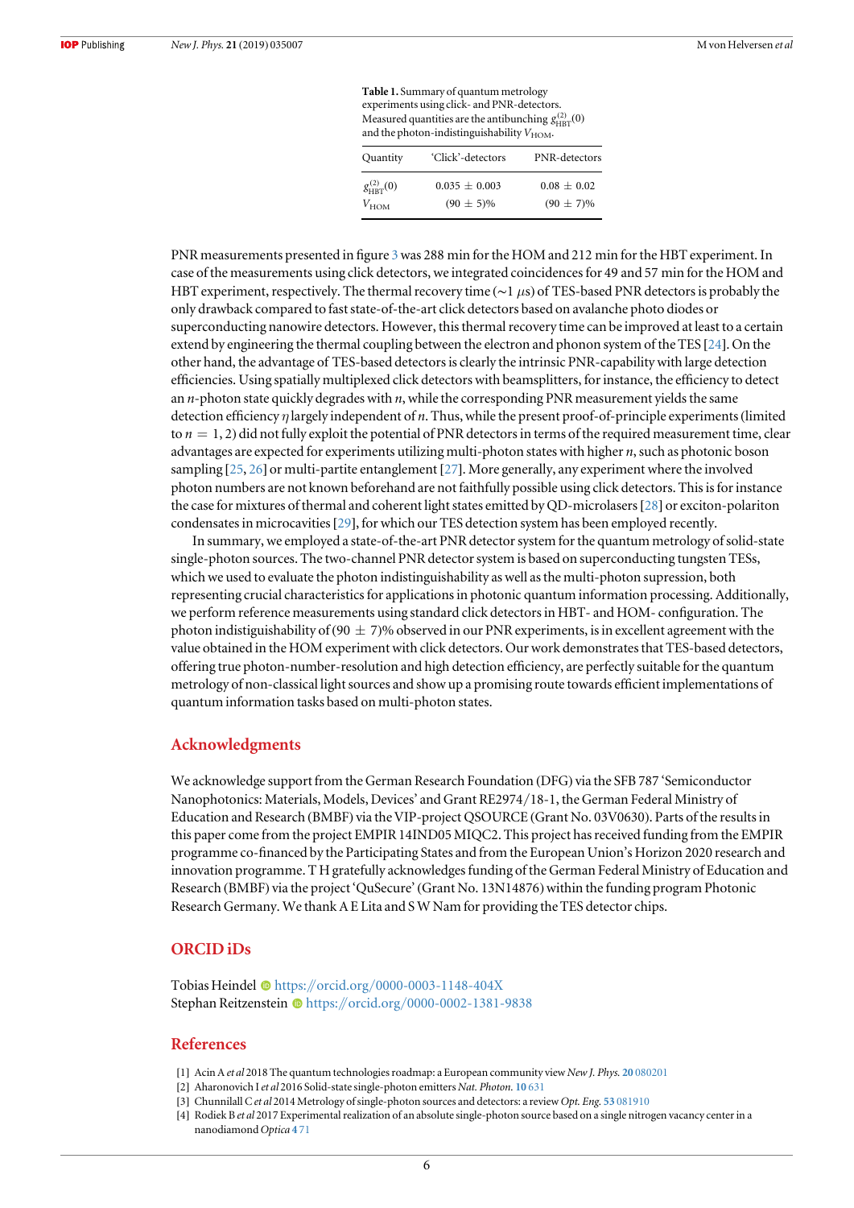**Table 1.** Summary of quantum metrology experiments using click- and PNR-detectors. Measured quantities are the antibunching $g^{(2)}_{\mathrm{HBT}}(0)$ and the photon-indistinguishability $V_{\mathrm{HOM}}$.

| Quantity | 'Click'-detectors | PNR-detectors |
|---|---|---|
| $g^{(2)}_{\mathrm{HBT}}(0)$ | $0.035 \pm 0.003$ | $0.08 \pm 0.02$ |
| $V_{\mathrm{HOM}}$ | $(90 \pm 5)\%$ | $(90 \pm 7)\%$ |

PNR measurements presented in figure 3 was 288 min for the HOM and 212 min for the HBT experiment. In case of the measurements using click detectors, we integrated coincidences for 49 and 57 min for the HOM and HBT experiment, respectively. The thermal recovery time ($\sim$1 $\mu$s) of TES-based PNR detectors is probably the only drawback compared to fast state-of-the-art click detectors based on avalanche photo diodes or superconducting nanowire detectors. However, this thermal recovery time can be improved at least to a certain extend by engineering the thermal coupling between the electron and phonon system of the TES [24]. On the other hand, the advantage of TES-based detectors is clearly the intrinsic PNR-capability with large detection efficiencies. Using spatially multiplexed click detectors with beamsplitters, for instance, the efficiency to detect an $n$-photon state quickly degrades with $n$, while the corresponding PNR measurement yields the same detection efficiency $\eta$ largely independent of $n$. Thus, while the present proof-of-principle experiments (limited to $n = 1, 2$) did not fully exploit the potential of PNR detectors in terms of the required measurement time, clear advantages are expected for experiments utilizing multi-photon states with higher $n$, such as photonic boson sampling [25, 26] or multi-partite entanglement [27]. More generally, any experiment where the involved photon numbers are not known beforehand are not faithfully possible using click detectors. This is for instance the case for mixtures of thermal and coherent light states emitted by QD-microlasers [28] or exciton-polariton condensates in microcavities [29], for which our TES detection system has been employed recently.

In summary, we employed a state-of-the-art PNR detector system for the quantum metrology of solid-state single-photon sources. The two-channel PNR detector system is based on superconducting tungsten TESs, which we used to evaluate the photon indistinguishability as well as the multi-photon supression, both representing crucial characteristics for applications in photonic quantum information processing. Additionally, we perform reference measurements using standard click detectors in HBT- and HOM- configuration. The photon indistiguishability of $(90 \pm 7)\%$ observed in our PNR experiments, is in excellent agreement with the value obtained in the HOM experiment with click detectors. Our work demonstrates that TES-based detectors, offering true photon-number-resolution and high detection efficiency, are perfectly suitable for the quantum metrology of non-classical light sources and show up a promising route towards efficient implementations of quantum information tasks based on multi-photon states.

## Acknowledgments

We acknowledge support from the German Research Foundation (DFG) via the SFB 787 'Semiconductor Nanophotonics: Materials, Models, Devices' and Grant RE2974/18-1, the German Federal Ministry of Education and Research (BMBF) via the VIP-project QSOURCE (Grant No. 03V0630). Parts of the results in this paper come from the project EMPIR 14IND05 MIQC2. This project has received funding from the EMPIR programme co-financed by the Participating States and from the European Union's Horizon 2020 research and innovation programme. T H gratefully acknowledges funding of the German Federal Ministry of Education and Research (BMBF) via the project 'QuSecure' (Grant No. 13N14876) within the funding program Photonic Research Germany. We thank A E Lita and S W Nam for providing the TES detector chips.

## ORCID iDs

Tobias Heindel https://orcid.org/0000-0003-1148-404X
Stephan Reitzenstein https://orcid.org/0000-0002-1381-9838

## References

[1] Acin A *et al* 2018 The quantum technologies roadmap: a European community view *New J. Phys.* **20** 080201
[2] Aharonovich I *et al* 2016 Solid-state single-photon emitters *Nat. Photon.* **10** 631
[3] Chunnilall C *et al* 2014 Metrology of single-photon sources and detectors: a review *Opt. Eng.* **53** 081910
[4] Rodiek B *et al* 2017 Experimental realization of an absolute single-photon source based on a single nitrogen vacancy center in a nanodiamond *Optica* **4** 71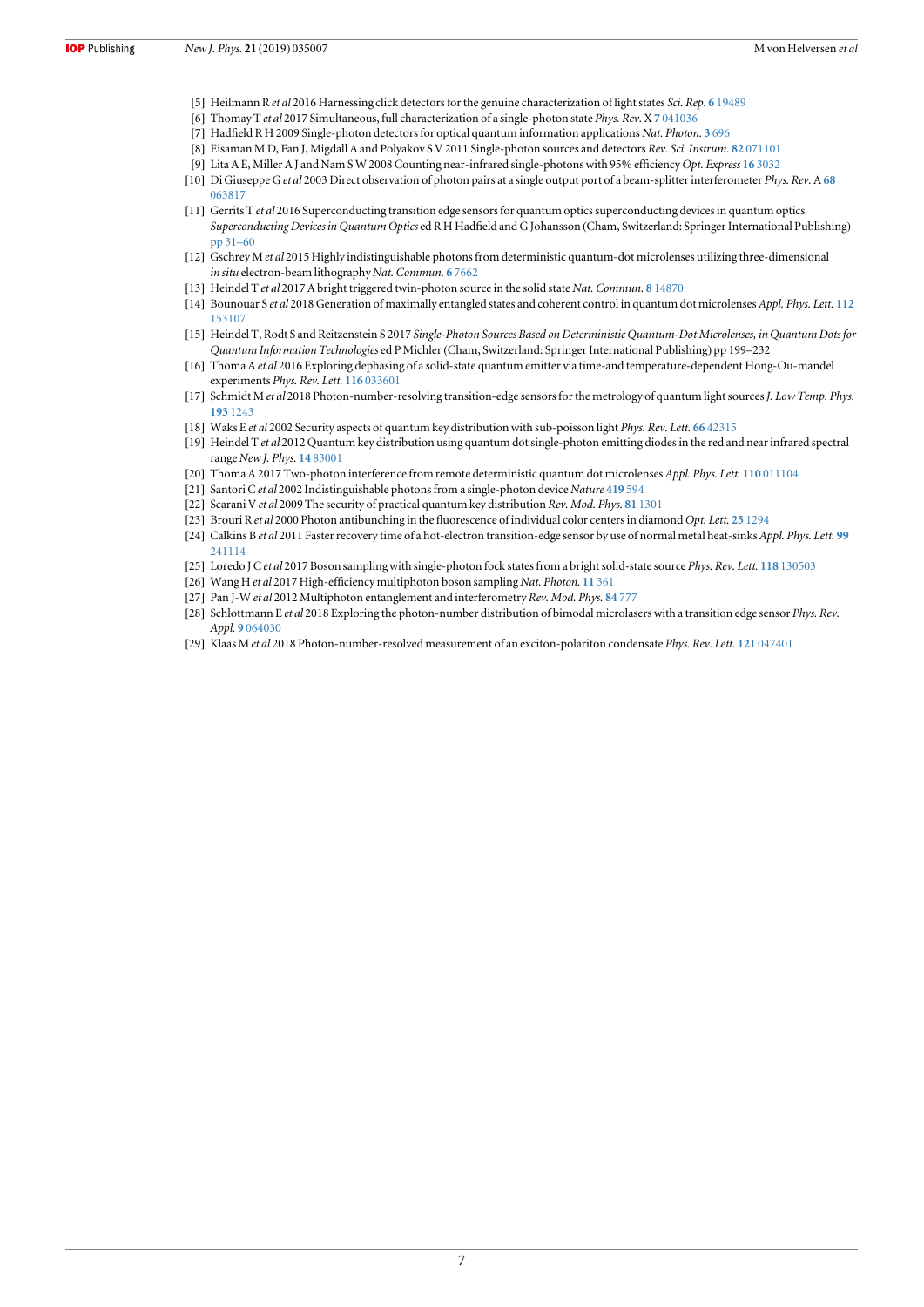[5] Heilmann R *et al* 2016 Harnessing click detectors for the genuine characterization of light states *Sci. Rep.* **6** 19489

[6] Thomay T *et al* 2017 Simultaneous, full characterization of a single-photon state *Phys. Rev.* X **7** 041036

[7] Hadfield R H 2009 Single-photon detectors for optical quantum information applications *Nat. Photon.* **3** 696

[8] Eisaman M D, Fan J, Migdall A and Polyakov S V 2011 Single-photon sources and detectors *Rev. Sci. Instrum.* **82** 071101

[9] Lita A E, Miller A J and Nam S W 2008 Counting near-infrared single-photons with 95% efficiency *Opt. Express* **16** 3032

[10] Di Giuseppe G *et al* 2003 Direct observation of photon pairs at a single output port of a beam-splitter interferometer *Phys. Rev.* A **68** 063817

[11] Gerrits T *et al* 2016 Superconducting transition edge sensors for quantum optics superconducting devices in quantum optics *Superconducting Devices in Quantum Optics* ed R H Hadfield and G Johansson (Cham, Switzerland: Springer International Publishing) pp 31–60

[12] Gschrey M *et al* 2015 Highly indistinguishable photons from deterministic quantum-dot microlenses utilizing three-dimensional *in situ* electron-beam lithography *Nat. Commun.* **6** 7662

[13] Heindel T *et al* 2017 A bright triggered twin-photon source in the solid state *Nat. Commun.* **8** 14870

[14] Bounouar S *et al* 2018 Generation of maximally entangled states and coherent control in quantum dot microlenses *Appl. Phys. Lett.* **112** 153107

[15] Heindel T, Rodt S and Reitzenstein S 2017 *Single-Photon Sources Based on Deterministic Quantum-Dot Microlenses, in Quantum Dots for Quantum Information Technologies* ed P Michler (Cham, Switzerland: Springer International Publishing) pp 199–232

[16] Thoma A *et al* 2016 Exploring dephasing of a solid-state quantum emitter via time-and temperature-dependent Hong-Ou-mandel experiments *Phys. Rev. Lett.* **116** 033601

[17] Schmidt M *et al* 2018 Photon-number-resolving transition-edge sensors for the metrology of quantum light sources *J. Low Temp. Phys.* **193** 1243

[18] Waks E *et al* 2002 Security aspects of quantum key distribution with sub-poisson light *Phys. Rev. Lett.* **66** 42315

[19] Heindel T *et al* 2012 Quantum key distribution using quantum dot single-photon emitting diodes in the red and near infrared spectral range *New J. Phys.* **14** 83001

[20] Thoma A 2017 Two-photon interference from remote deterministic quantum dot microlenses *Appl. Phys. Lett.* **110** 011104

[21] Santori C *et al* 2002 Indistinguishable photons from a single-photon device *Nature* **419** 594

[22] Scarani V *et al* 2009 The security of practical quantum key distribution *Rev. Mod. Phys.* **81** 1301

[23] Brouri R *et al* 2000 Photon antibunching in the fluorescence of individual color centers in diamond *Opt. Lett.* **25** 1294

[24] Calkins B *et al* 2011 Faster recovery time of a hot-electron transition-edge sensor by use of normal metal heat-sinks *Appl. Phys. Lett.* **99** 241114

[25] Loredo J C *et al* 2017 Boson sampling with single-photon fock states from a bright solid-state source *Phys. Rev. Lett.* **118** 130503

[26] Wang H *et al* 2017 High-efficiency multiphoton boson sampling *Nat. Photon.* **11** 361

[27] Pan J-W *et al* 2012 Multiphoton entanglement and interferometry *Rev. Mod. Phys.* **84** 777

[28] Schlottmann E *et al* 2018 Exploring the photon-number distribution of bimodal microlasers with a transition edge sensor *Phys. Rev. Appl.* **9** 064030

[29] Klaas M *et al* 2018 Photon-number-resolved measurement of an exciton-polariton condensate *Phys. Rev. Lett.* **121** 047401